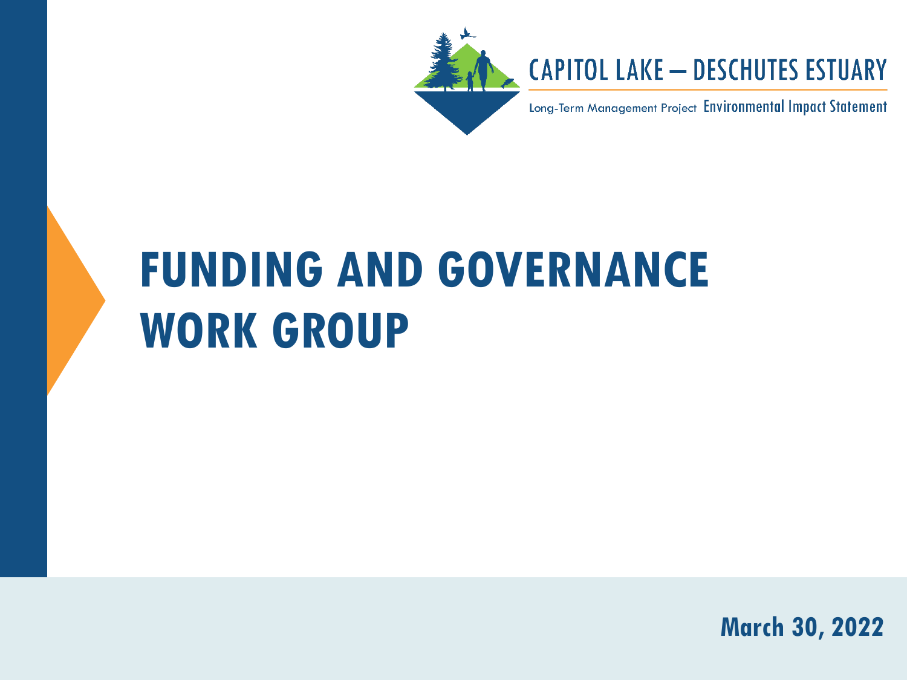CAPITOL LAKE – DESCHUTES ESTUARY

Long-Term Management Project Environmental Impact Statement

# FUNDING AND GOVERNANCE WORK GROUP

**March 30, 2022**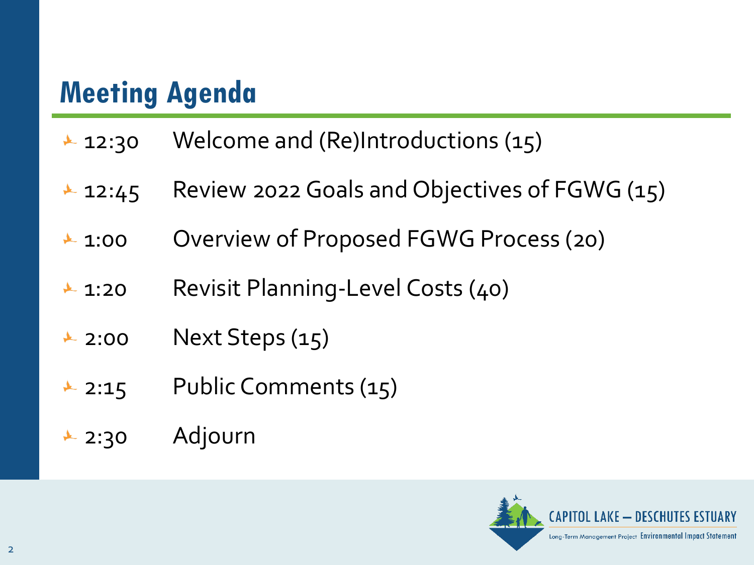# Meeting Agenda

- 12:30 Welcome and (Re)Introductions (15)
- 12:45 Review 2022 Goals and Objectives of FGWG (15)
- 1:00 Overview of Proposed FGWG Process (20)
- 1:20 Revisit Planning-Level Costs (40)
- 2:00 Next Steps (15)
- 2:15 Public Comments (15)
- 2:30 Adjourn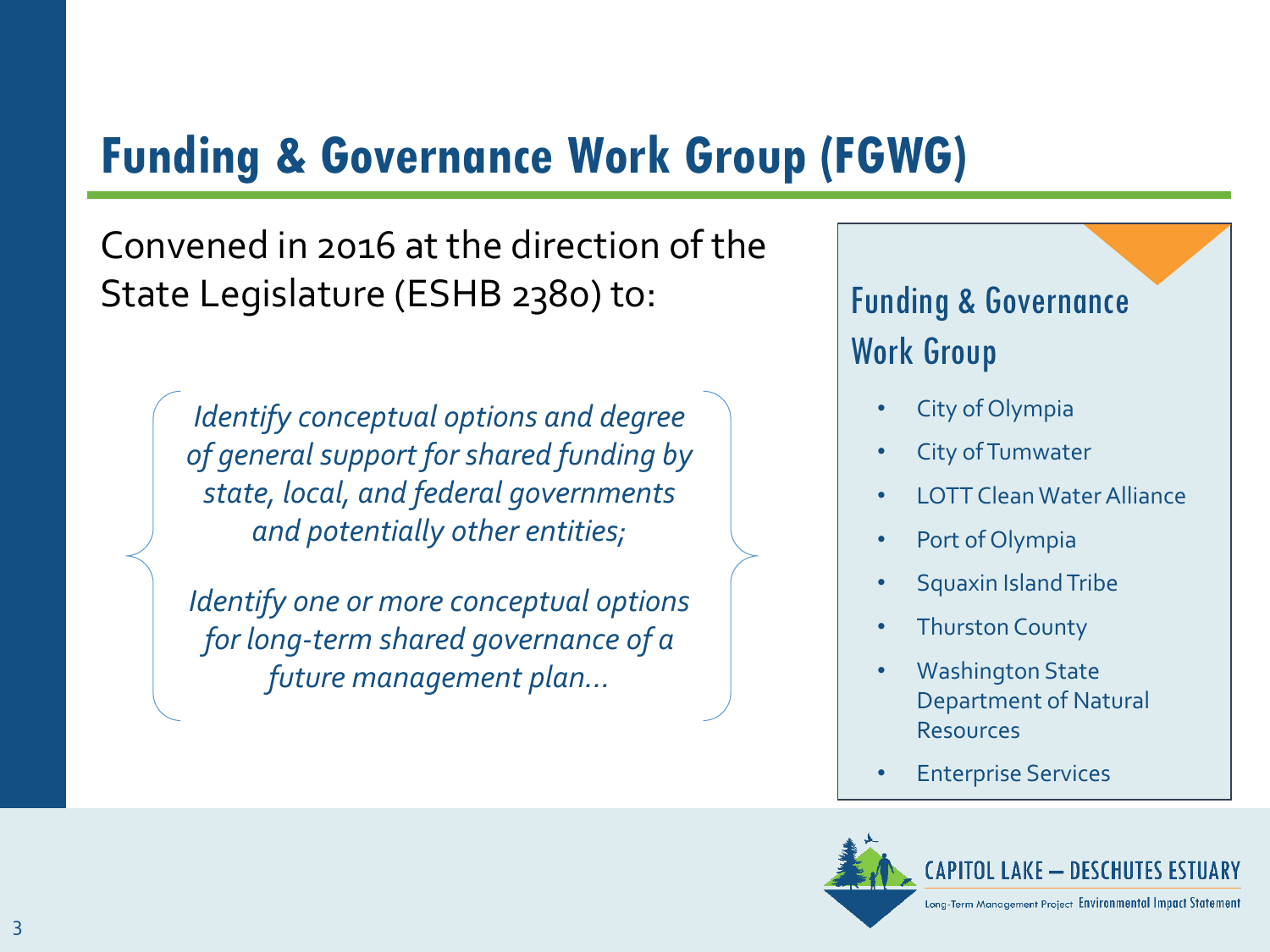# Funding & Governance Work Group (FGWG)

Convened in 2016 at the direction of the State Legislature (ESHB 2380) to:

*Identify conceptual options and degree of general support for shared funding by state, local, and federal governments and potentially other entities;*

*Identify one or more conceptual options for long-term shared governance of a future management plan…*

## Funding & Governance Work Group

- City of Olympia
- City of Tumwater
- LOTT Clean Water Alliance
- Port of Olympia
- Squaxin Island Tribe
- Thurston County
- Washington State Department of Natural Resources
- Enterprise Services

CAPITOL LAKE – DESCHUTES ESTUARY
Long-Term Management Project Environmental Impact Statement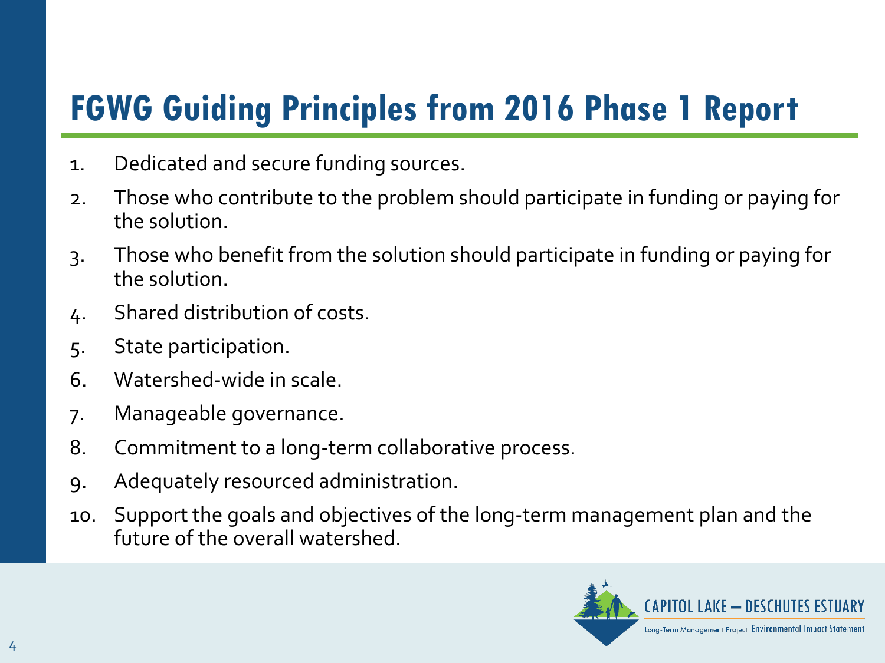# FGWG Guiding Principles from 2016 Phase 1 Report

1. Dedicated and secure funding sources.
2. Those who contribute to the problem should participate in funding or paying for the solution.
3. Those who benefit from the solution should participate in funding or paying for the solution.
4. Shared distribution of costs.
5. State participation.
6. Watershed-wide in scale.
7. Manageable governance.
8. Commitment to a long-term collaborative process.
9. Adequately resourced administration.
10. Support the goals and objectives of the long-term management plan and the future of the overall watershed.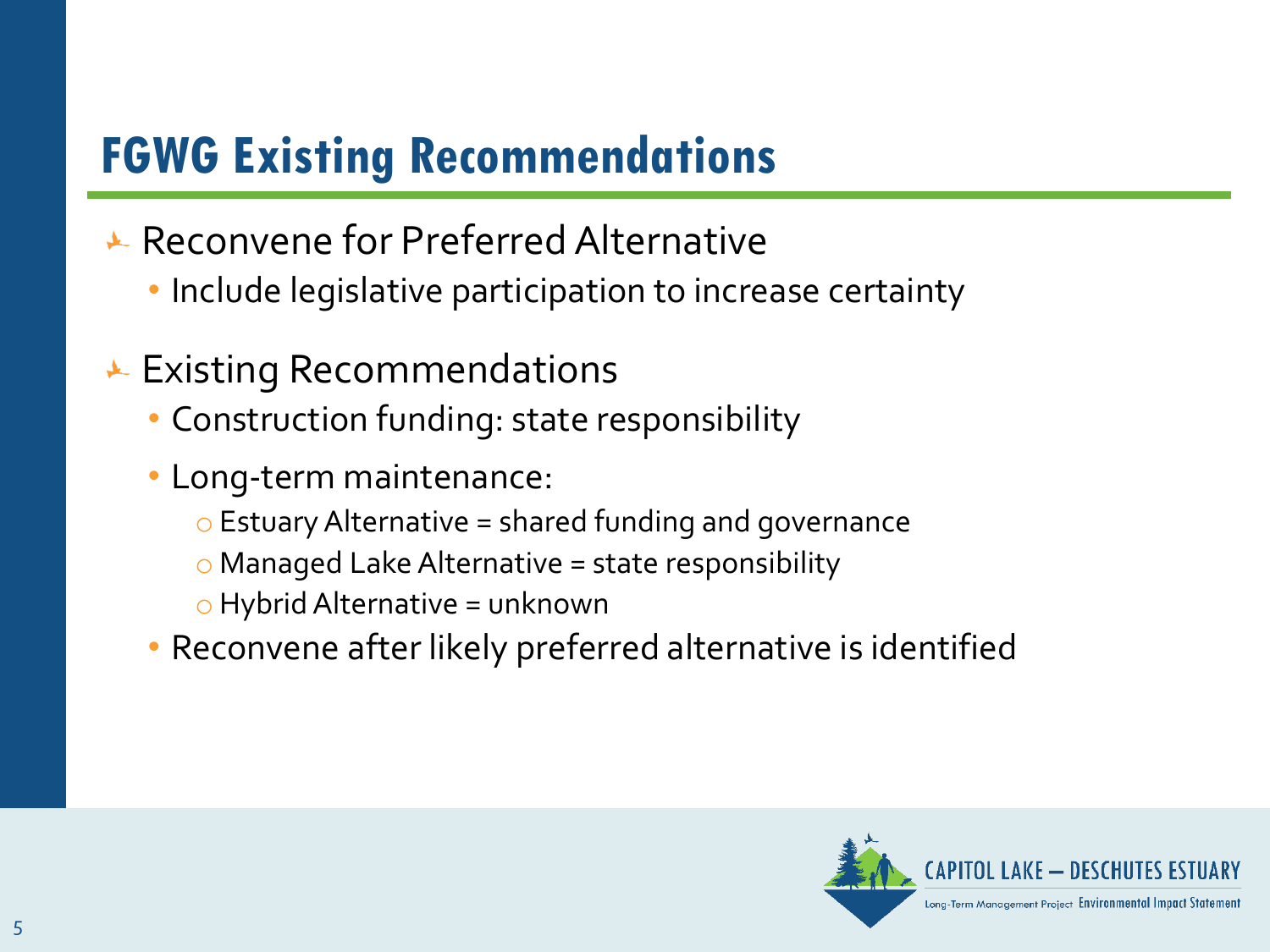# FGWG Existing Recommendations

- Reconvene for Preferred Alternative
  - Include legislative participation to increase certainty
- Existing Recommendations
  - Construction funding: state responsibility
  - Long-term maintenance:
    - Estuary Alternative = shared funding and governance
    - Managed Lake Alternative = state responsibility
    - Hybrid Alternative = unknown
  - Reconvene after likely preferred alternative is identified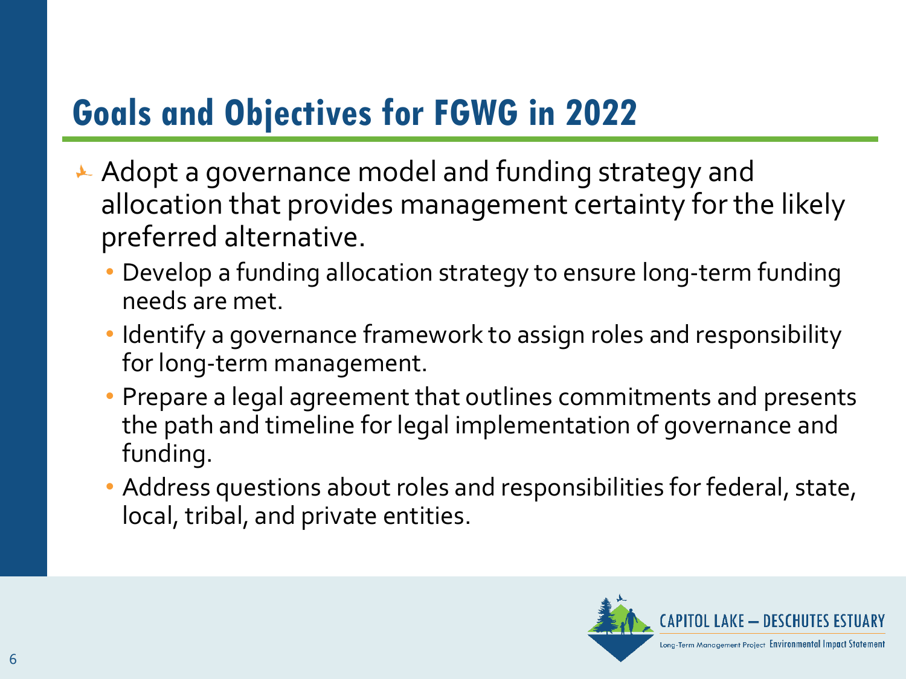## Goals and Objectives for FGWG in 2022

- Adopt a governance model and funding strategy and allocation that provides management certainty for the likely preferred alternative.
  - Develop a funding allocation strategy to ensure long-term funding needs are met.
  - Identify a governance framework to assign roles and responsibility for long-term management.
  - Prepare a legal agreement that outlines commitments and presents the path and timeline for legal implementation of governance and funding.
  - Address questions about roles and responsibilities for federal, state, local, tribal, and private entities.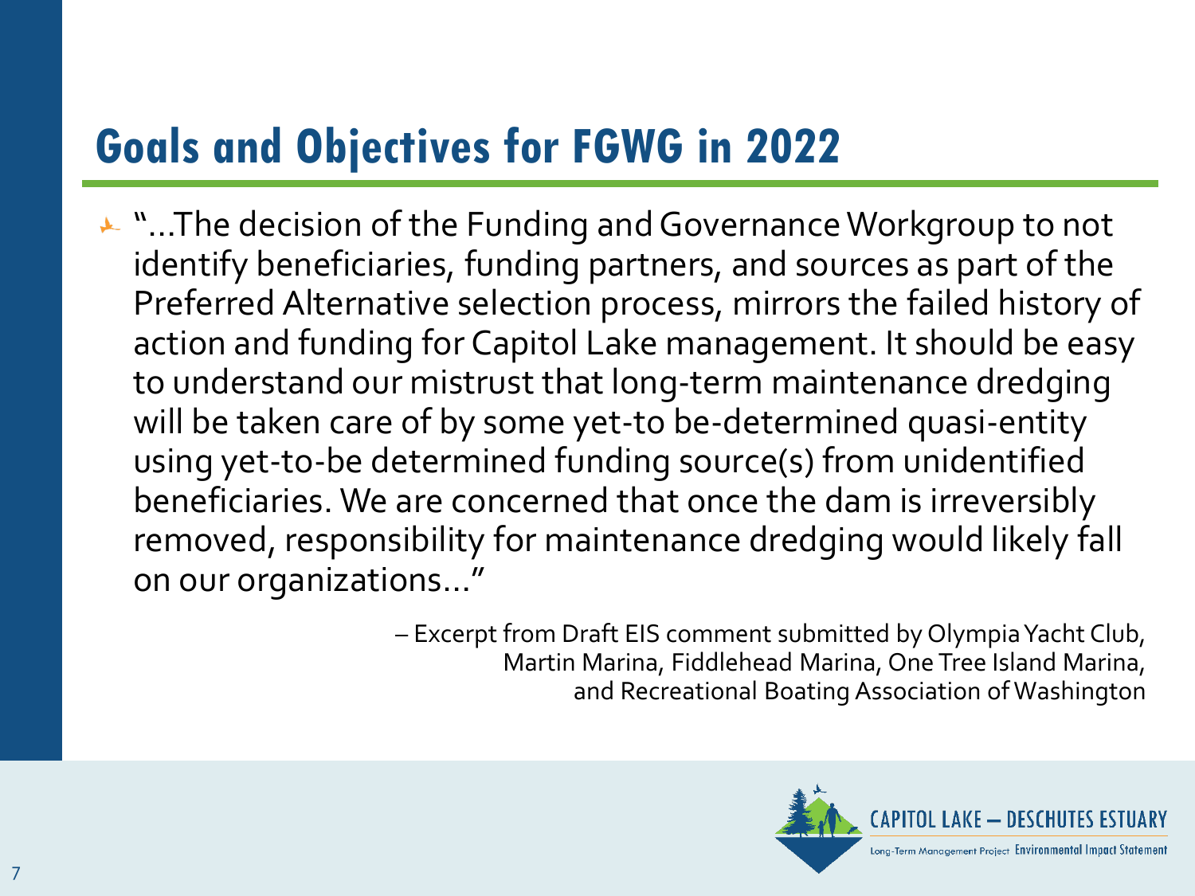## Goals and Objectives for FGWG in 2022

- "…The decision of the Funding and Governance Workgroup to not identify beneficiaries, funding partners, and sources as part of the Preferred Alternative selection process, mirrors the failed history of action and funding for Capitol Lake management. It should be easy to understand our mistrust that long-term maintenance dredging will be taken care of by some yet-to be-determined quasi-entity using yet-to-be determined funding source(s) from unidentified beneficiaries. We are concerned that once the dam is irreversibly removed, responsibility for maintenance dredging would likely fall on our organizations…"

– Excerpt from Draft EIS comment submitted by Olympia Yacht Club, Martin Marina, Fiddlehead Marina, One Tree Island Marina, and Recreational Boating Association of Washington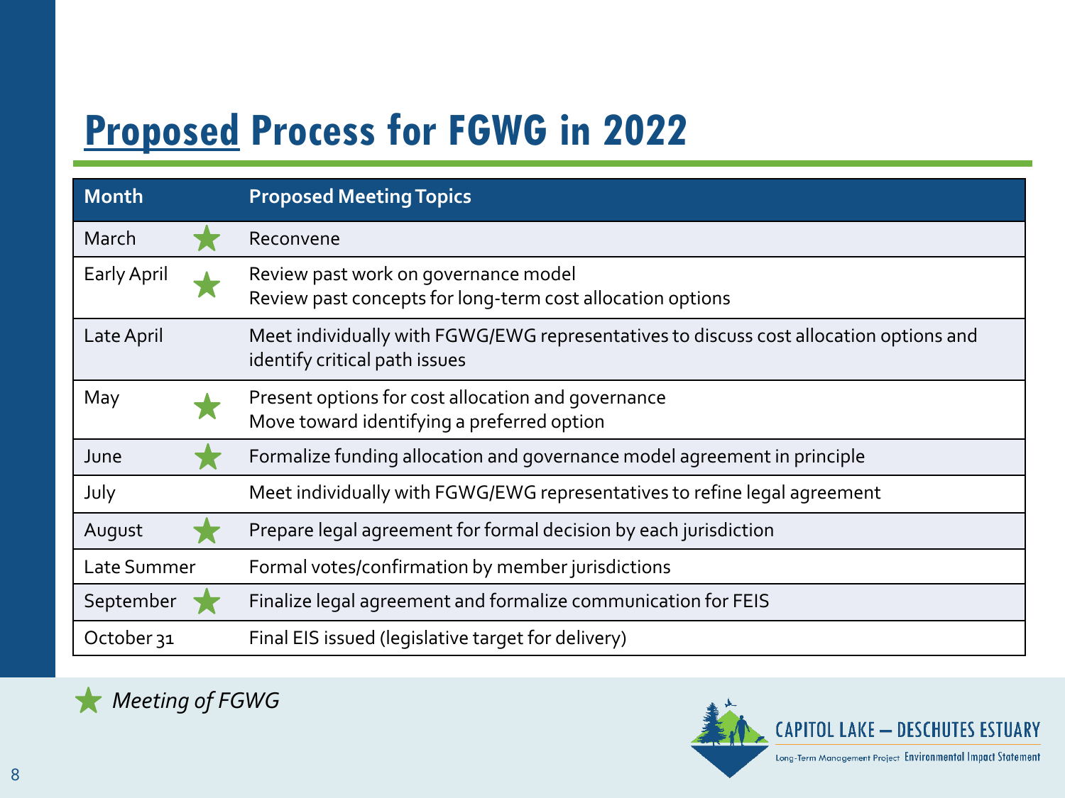# **Proposed** Process for FGWG in 2022

| Month | | Proposed Meeting Topics |
|---|---|---|
| March | ★ | Reconvene |
| Early April | ★ | Review past work on governance model<br>Review past concepts for long-term cost allocation options |
| Late April | | Meet individually with FGWG/EWG representatives to discuss cost allocation options and identify critical path issues |
| May | ★ | Present options for cost allocation and governance<br>Move toward identifying a preferred option |
| June | ★ | Formalize funding allocation and governance model agreement in principle |
| July | | Meet individually with FGWG/EWG representatives to refine legal agreement |
| August | ★ | Prepare legal agreement for formal decision by each jurisdiction |
| Late Summer | | Formal votes/confirmation by member jurisdictions |
| September | ★ | Finalize legal agreement and formalize communication for FEIS |
| October 31 | | Final EIS issued (legislative target for delivery) |

★ *Meeting of FGWG*

CAPITOL LAKE – DESCHUTES ESTUARY
Long-Term Management Project Environmental Impact Statement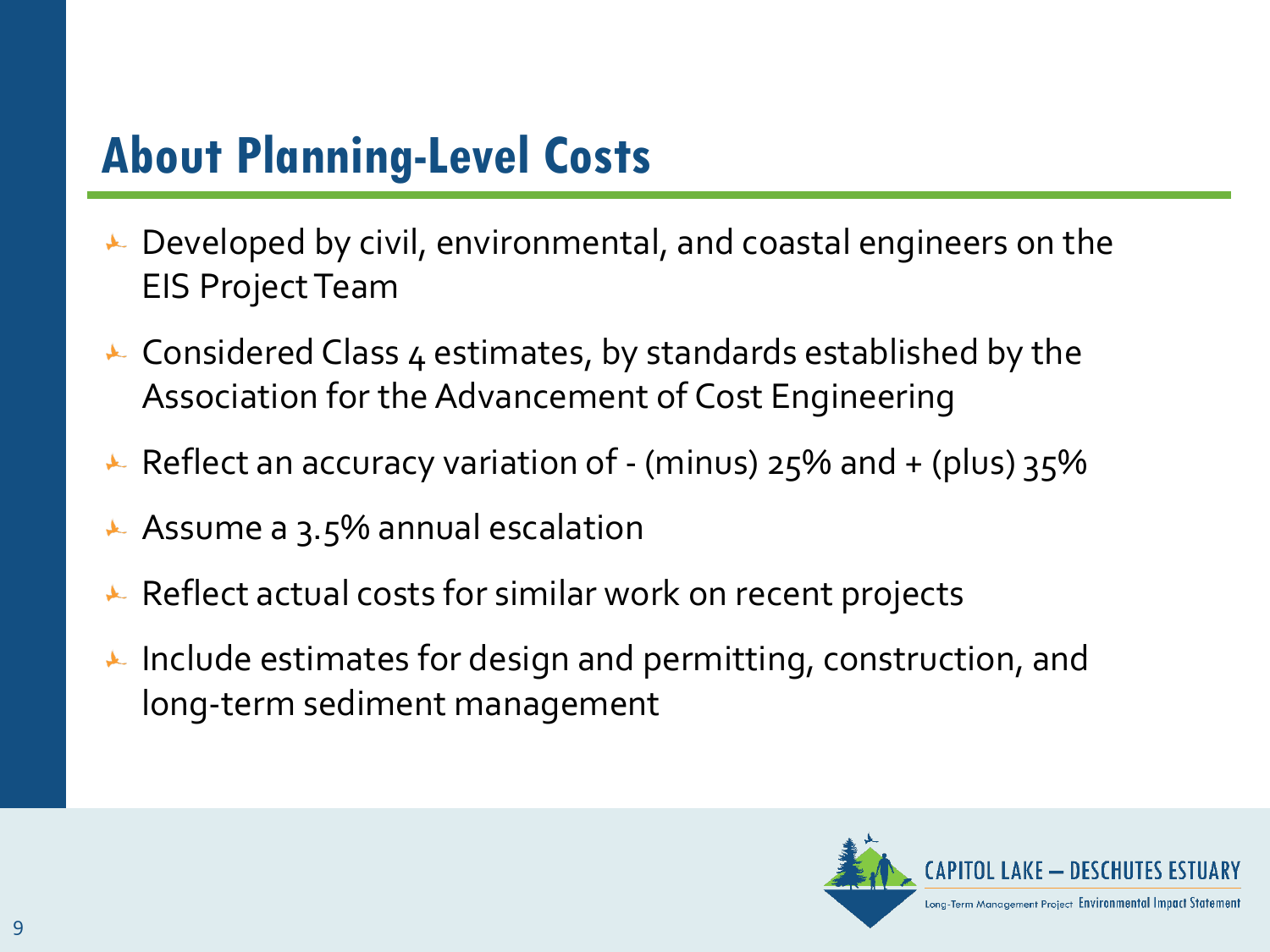# About Planning-Level Costs

- Developed by civil, environmental, and coastal engineers on the EIS Project Team
- Considered Class 4 estimates, by standards established by the Association for the Advancement of Cost Engineering
- Reflect an accuracy variation of - (minus) 25% and + (plus) 35%
- Assume a 3.5% annual escalation
- Reflect actual costs for similar work on recent projects
- Include estimates for design and permitting, construction, and long-term sediment management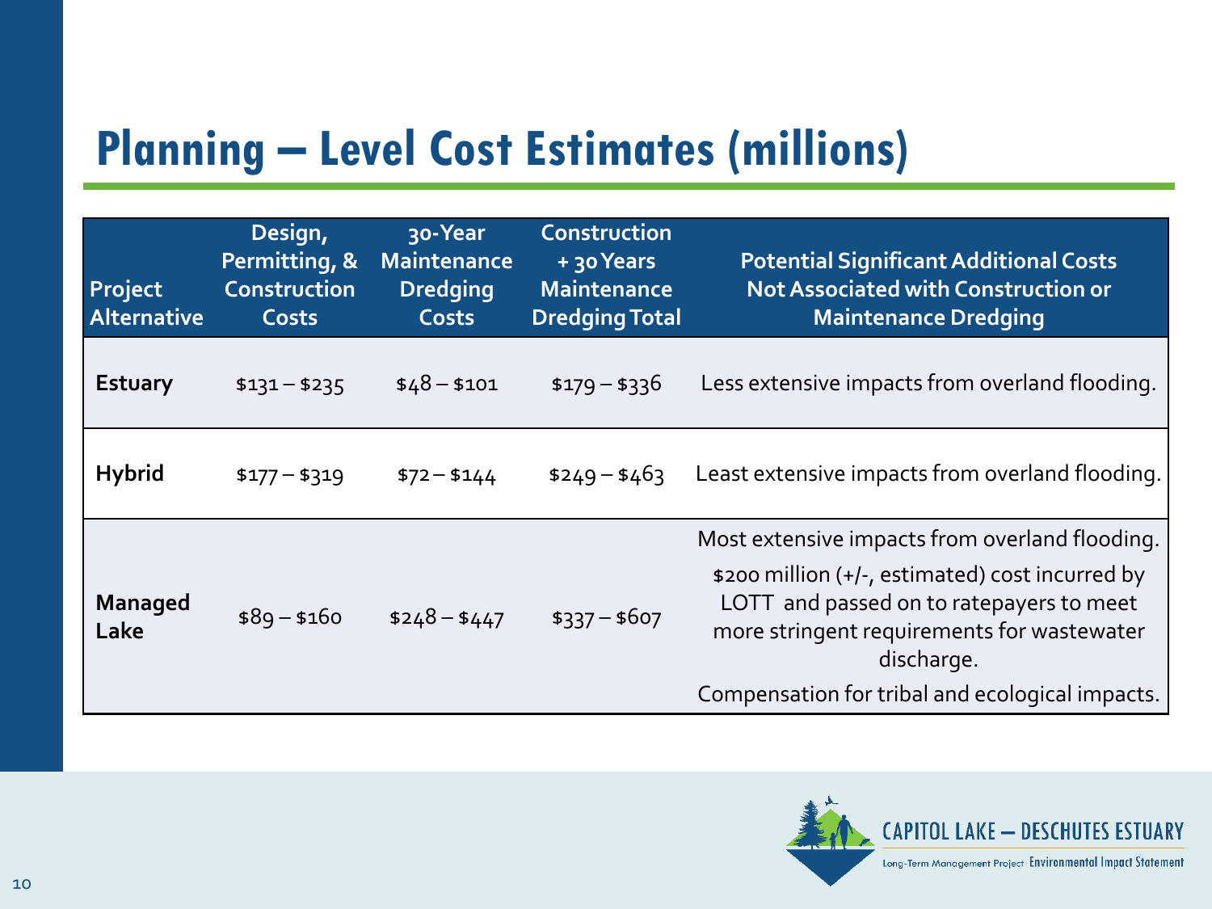# Planning – Level Cost Estimates (millions)

| Project Alternative | Design, Permitting, & Construction Costs | 30-Year Maintenance Dredging Costs | Construction + 30 Years Maintenance Dredging Total | Potential Significant Additional Costs Not Associated with Construction or Maintenance Dredging |
|---|---|---|---|---|
| **Estuary** | $131 – $235 | $48 – $101 | $179 – $336 | Less extensive impacts from overland flooding. |
| **Hybrid** | $177 – $319 | $72 – $144 | $249 – $463 | Least extensive impacts from overland flooding. |
| **Managed Lake** | $89 – $160 | $248 – $447 | $337 – $607 | Most extensive impacts from overland flooding. $200 million (+/-, estimated) cost incurred by LOTT and passed on to ratepayers to meet more stringent requirements for wastewater discharge. Compensation for tribal and ecological impacts. |

CAPITOL LAKE – DESCHUTES ESTUARY
Long-Term Management Project Environmental Impact Statement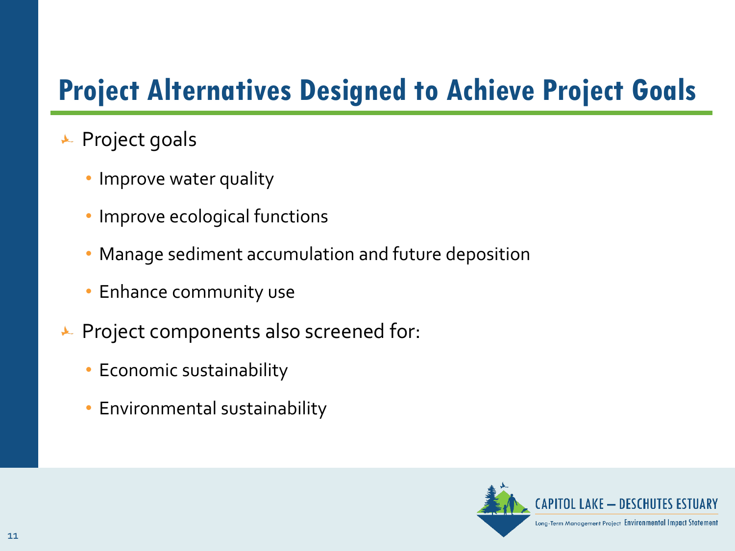# Project Alternatives Designed to Achieve Project Goals

- Project goals
  - Improve water quality
  - Improve ecological functions
  - Manage sediment accumulation and future deposition
  - Enhance community use
- Project components also screened for:
  - Economic sustainability
  - Environmental sustainability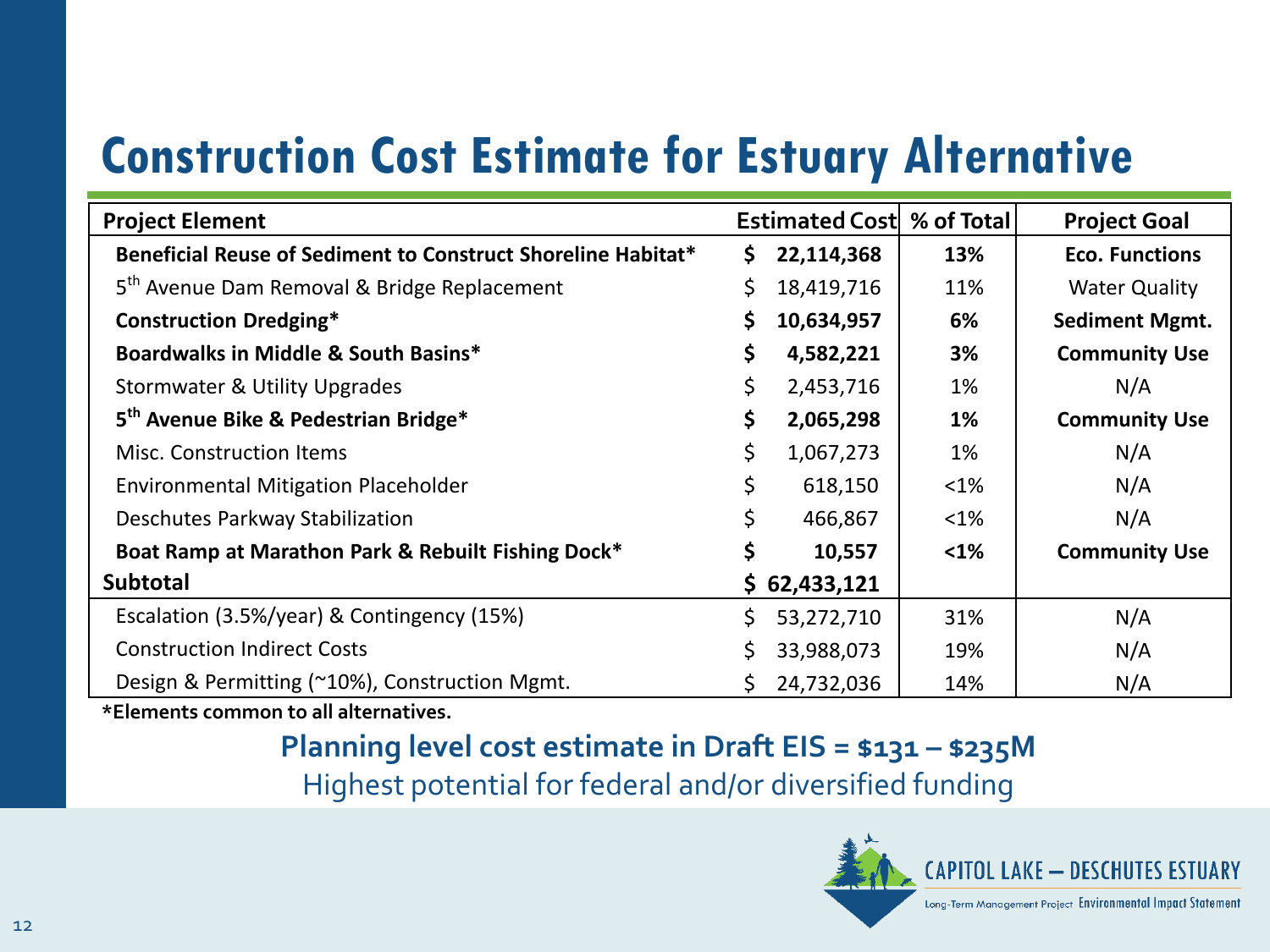# Construction Cost Estimate for Estuary Alternative

| Project Element | Estimated Cost | % of Total | Project Goal |
|---|---|---|---|
| **Beneficial Reuse of Sediment to Construct Shoreline Habitat*** | **$ 22,114,368** | **13%** | **Eco. Functions** |
| 5th Avenue Dam Removal & Bridge Replacement | $ 18,419,716 | 11% | Water Quality |
| **Construction Dredging*** | **$ 10,634,957** | **6%** | **Sediment Mgmt.** |
| **Boardwalks in Middle & South Basins*** | **$ 4,582,221** | **3%** | **Community Use** |
| Stormwater & Utility Upgrades | $ 2,453,716 | 1% | N/A |
| **5th Avenue Bike & Pedestrian Bridge*** | **$ 2,065,298** | **1%** | **Community Use** |
| Misc. Construction Items | $ 1,067,273 | 1% | N/A |
| Environmental Mitigation Placeholder | $ 618,150 | <1% | N/A |
| Deschutes Parkway Stabilization | $ 466,867 | <1% | N/A |
| **Boat Ramp at Marathon Park & Rebuilt Fishing Dock*** | **$ 10,557** | **<1%** | **Community Use** |
| **Subtotal** | **$ 62,433,121** | | |
| Escalation (3.5%/year) & Contingency (15%) | $ 53,272,710 | 31% | N/A |
| Construction Indirect Costs | $ 33,988,073 | 19% | N/A |
| Design & Permitting (~10%), Construction Mgmt. | $ 24,732,036 | 14% | N/A |

***Elements common to all alternatives.**

**Planning level cost estimate in Draft EIS = $131 – $235M**

Highest potential for federal and/or diversified funding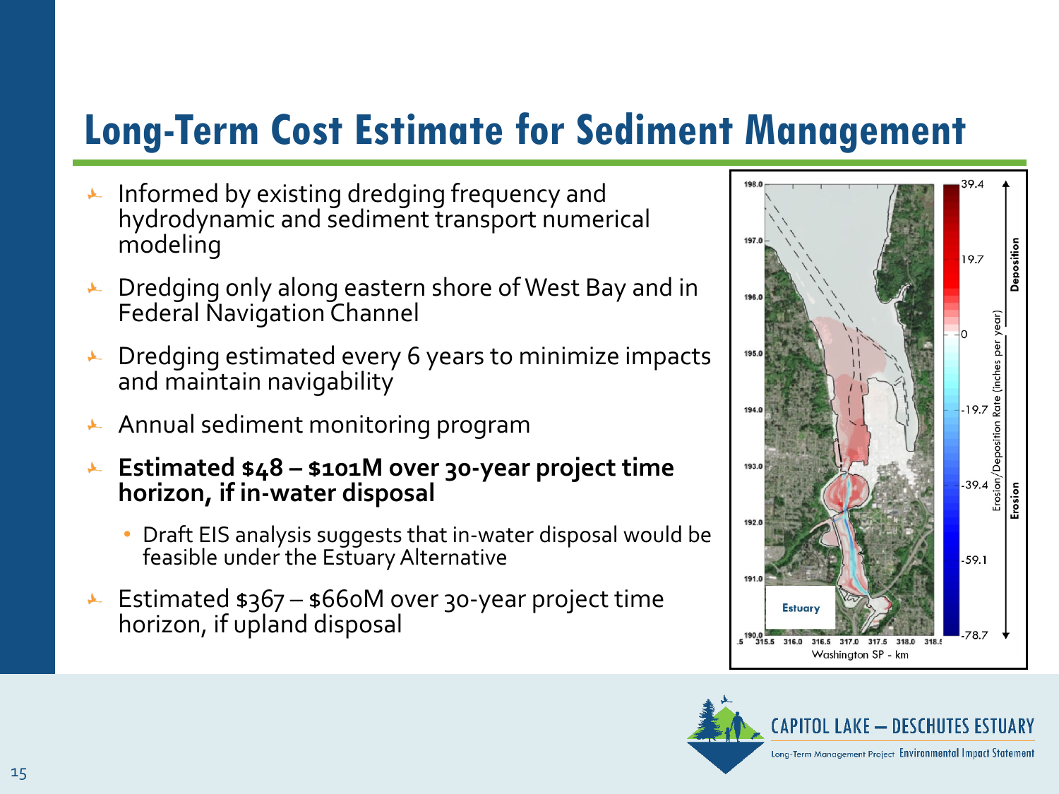# Long-Term Cost Estimate for Sediment Management

- Informed by existing dredging frequency and hydrodynamic and sediment transport numerical modeling
- Dredging only along eastern shore of West Bay and in Federal Navigation Channel
- Dredging estimated every 6 years to minimize impacts and maintain navigability
- Annual sediment monitoring program
- **Estimated $48 – $101M over 30-year project time horizon, if in-water disposal**
  - Draft EIS analysis suggests that in-water disposal would be feasible under the Estuary Alternative
- Estimated $367 – $660M over 30-year project time horizon, if upland disposal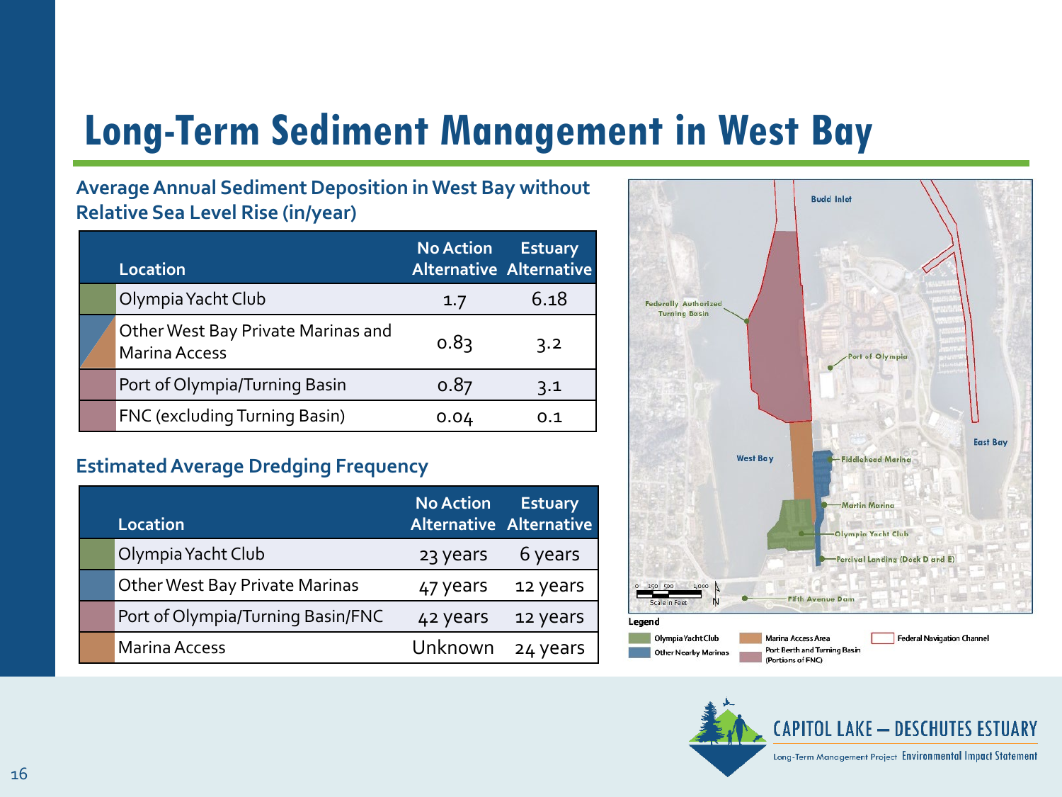# Long-Term Sediment Management in West Bay

### Average Annual Sediment Deposition in West Bay without Relative Sea Level Rise (in/year)

| Location | No Action Alternative | Estuary Alternative |
|---|---|---|
| Olympia Yacht Club | 1.7 | 6.18 |
| Other West Bay Private Marinas and Marina Access | 0.83 | 3.2 |
| Port of Olympia/Turning Basin | 0.87 | 3.1 |
| FNC (excluding Turning Basin) | 0.04 | 0.1 |

### Estimated Average Dredging Frequency

| Location | No Action Alternative | Estuary Alternative |
|---|---|---|
| Olympia Yacht Club | 23 years | 6 years |
| Other West Bay Private Marinas | 47 years | 12 years |
| Port of Olympia/Turning Basin/FNC | 42 years | 12 years |
| Marina Access | Unknown | 24 years |

Budd Inlet

Federally Authorized Turning Basin

Port of Olympia

East Bay

West Bay

Fiddlehead Marina

Martin Marina

Olympia Yacht Club

Percival Landing (Dock D and E)

Fifth Avenue Dam

0 250 500 1,000 Scale in Feet

**Legend**

- Olympia Yacht Club
- Other Nearby Marinas
- Marina Access Area
- Port Berth and Turning Basin (Portions of FNC)
- Federal Navigation Channel

CAPITOL LAKE – DESCHUTES ESTUARY

Long-Term Management Project Environmental Impact Statement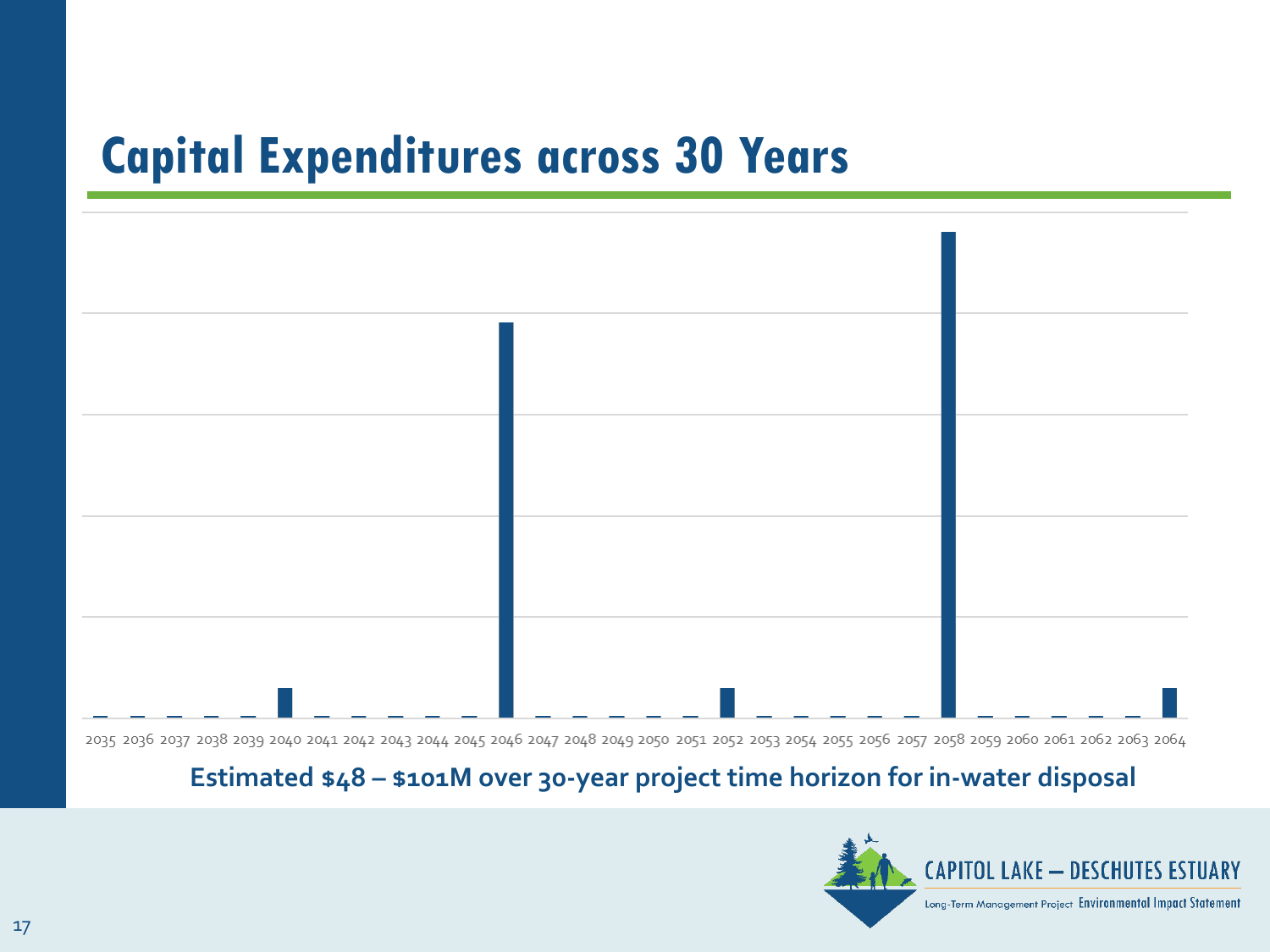# Capital Expenditures across 30 Years

2035 2036 2037 2038 2039 2040 2041 2042 2043 2044 2045 2046 2047 2048 2049 2050 2051 2052 2053 2054 2055 2056 2057 2058 2059 2060 2061 2062 2063 2064

**Estimated $48 – $101M over 30-year project time horizon for in-water disposal**

CAPITOL LAKE – DESCHUTES ESTUARY

Long-Term Management Project Environmental Impact Statement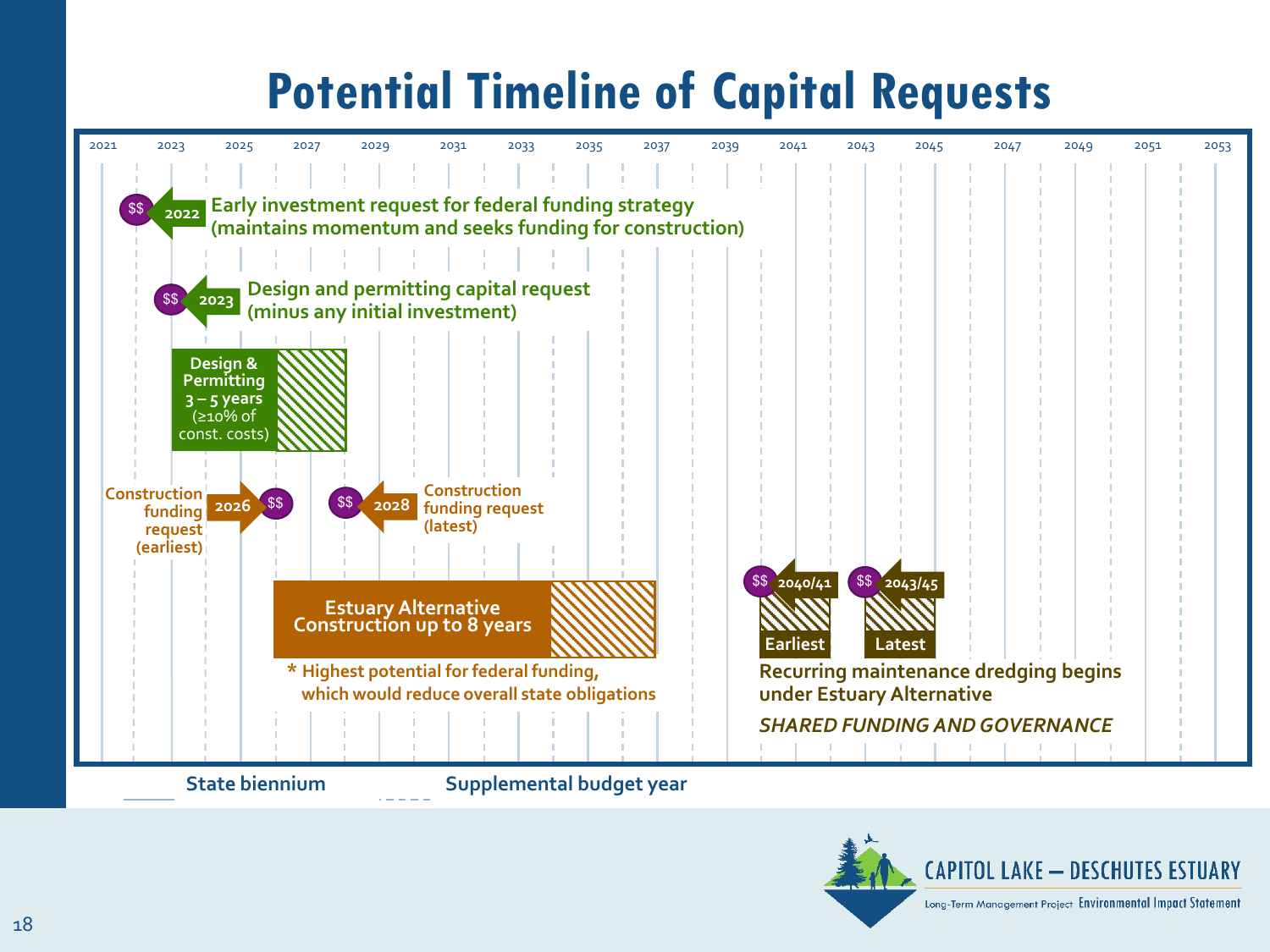# Potential Timeline of Capital Requests

2021 | 2023 | 2025 | 2027 | 2029 | 2031 | 2033 | 2035 | 2037 | 2039 | 2041 | 2043 | 2045 | 2047 | 2049 | 2051 | 2053

$$ **2022** **Early investment request for federal funding strategy (maintains momentum and seeks funding for construction)**

$$ **2023** **Design and permitting capital request (minus any initial investment)**

**Design & Permitting 3 – 5 years** (≥10% of const. costs)

**Construction funding request (earliest)** **2026** $$

$$ **2028** **Construction funding request (latest)**

**Estuary Alternative Construction up to 8 years**

**\* Highest potential for federal funding, which would reduce overall state obligations**

$$ **2040/41** **Earliest**

$$ **2043/45** **Latest**

**Recurring maintenance dredging begins under Estuary Alternative**

***SHARED FUNDING AND GOVERNANCE***

State biennium — Supplemental budget year

CAPITOL LAKE – DESCHUTES ESTUARY
Long-Term Management Project Environmental Impact Statement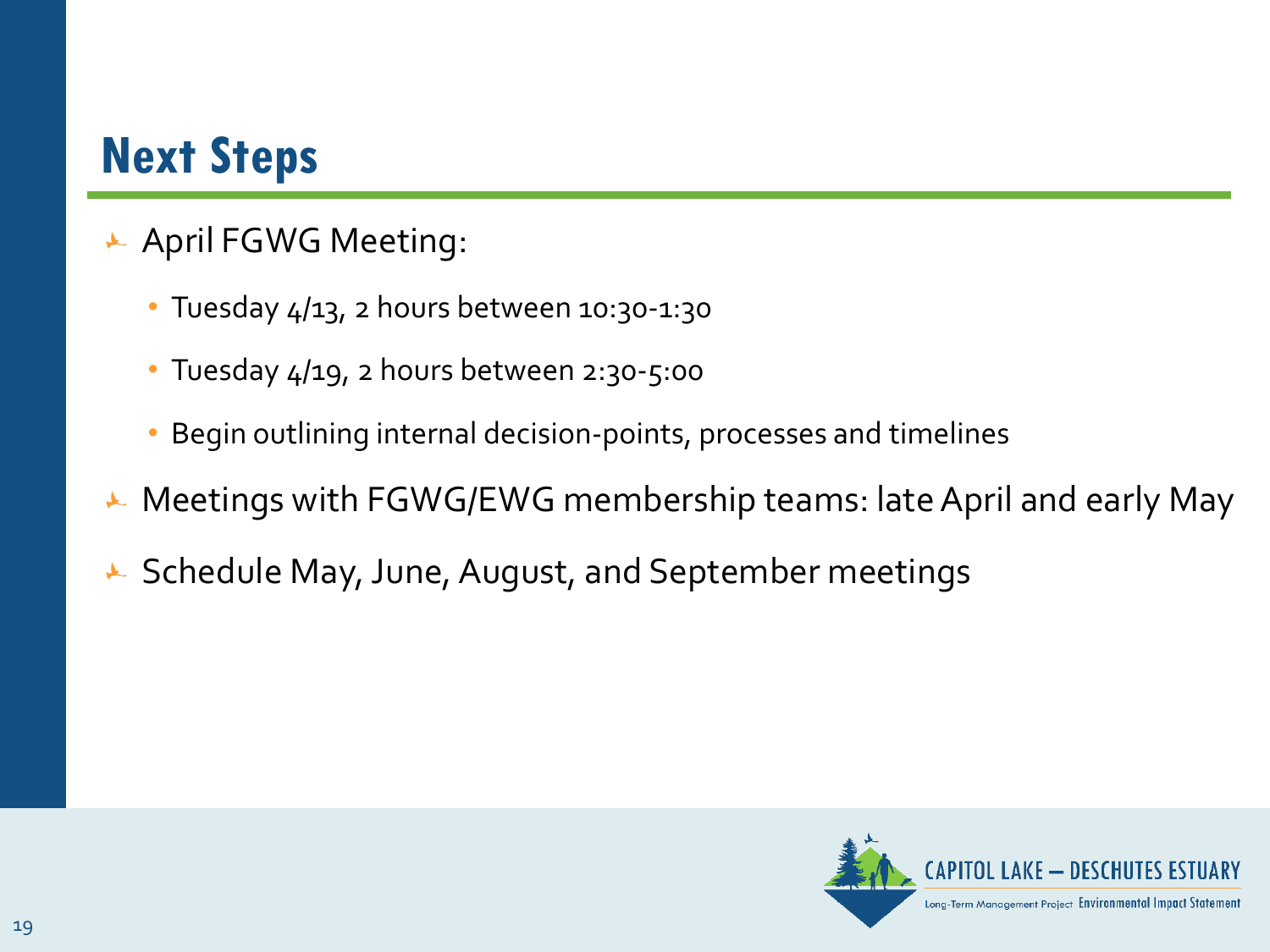# Next Steps

- April FGWG Meeting:
  - Tuesday 4/13, 2 hours between 10:30-1:30
  - Tuesday 4/19, 2 hours between 2:30-5:00
  - Begin outlining internal decision-points, processes and timelines
- Meetings with FGWG/EWG membership teams: late April and early May
- Schedule May, June, August, and September meetings

CAPITOL LAKE – DESCHUTES ESTUARY

Long-Term Management Project Environmental Impact Statement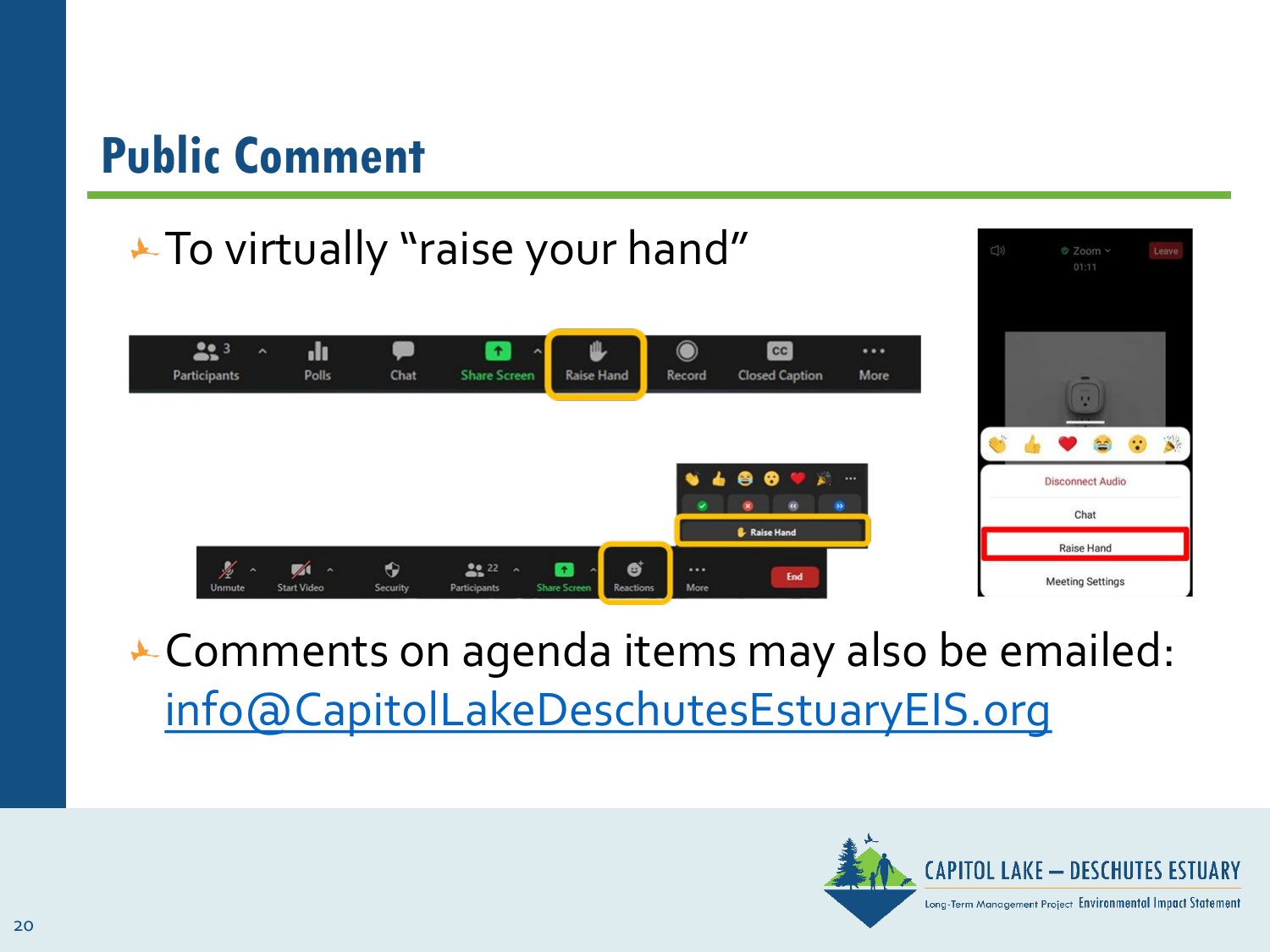# Public Comment

- To virtually "raise your hand"
- Comments on agenda items may also be emailed: info@CapitolLakeDeschutesEstuaryEIS.org